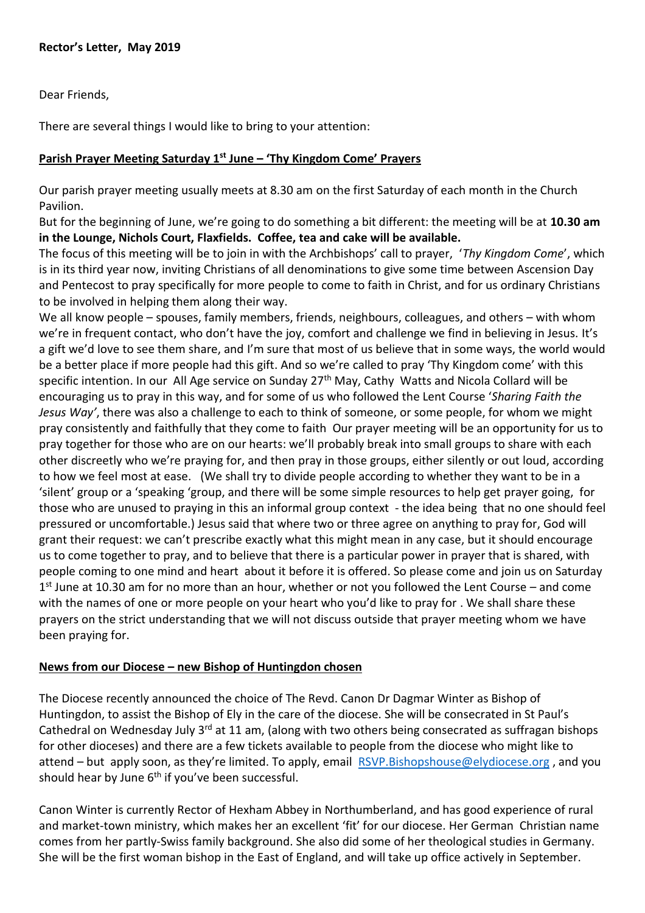**Rector's Letter, May 2019**

Dear Friends,

There are several things I would like to bring to your attention:

## Parish Prayer Meeting Saturday 1st June – 'Thy Kingdom Come' Prayers

Our parish prayer meeting usually meets at 8.30 am on the first Saturday of each month in the Church Pavilion.

But for the beginning of June, we're going to do something a bit different: the meeting will be at **10.30 am in the Lounge, Nichols Court, Flaxfields. Coffee, tea and cake will be available.**

The focus of this meeting will be to join in with the Archbishops' call to prayer, '*Thy Kingdom Come*', which is in its third year now, inviting Christians of all denominations to give some time between Ascension Day and Pentecost to pray specifically for more people to come to faith in Christ, and for us ordinary Christians to be involved in helping them along their way.

We all know people – spouses, family members, friends, neighbours, colleagues, and others – with whom we're in frequent contact, who don't have the joy, comfort and challenge we find in believing in Jesus. It's a gift we'd love to see them share, and I'm sure that most of us believe that in some ways, the world would be a better place if more people had this gift. And so we're called to pray 'Thy Kingdom come' with this specific intention. In our All Age service on Sunday 27th May, Cathy Watts and Nicola Collard will be encouraging us to pray in this way, and for some of us who followed the Lent Course '*Sharing Faith the Jesus Way'*, there was also a challenge to each to think of someone, or some people, for whom we might pray consistently and faithfully that they come to faith Our prayer meeting will be an opportunity for us to pray together for those who are on our hearts: we'll probably break into small groups to share with each other discreetly who we're praying for, and then pray in those groups, either silently or out loud, according to how we feel most at ease. (We shall try to divide people according to whether they want to be in a 'silent' group or a 'speaking 'group, and there will be some simple resources to help get prayer going, for those who are unused to praying in this an informal group context - the idea being that no one should feel pressured or uncomfortable.) Jesus said that where two or three agree on anything to pray for, God will grant their request: we can't prescribe exactly what this might mean in any case, but it should encourage us to come together to pray, and to believe that there is a particular power in prayer that is shared, with people coming to one mind and heart about it before it is offered. So please come and join us on Saturday 1st June at 10.30 am for no more than an hour, whether or not you followed the Lent Course – and come with the names of one or more people on your heart who you'd like to pray for . We shall share these prayers on the strict understanding that we will not discuss outside that prayer meeting whom we have been praying for.

## News from our Diocese – new Bishop of Huntingdon chosen

The Diocese recently announced the choice of The Revd. Canon Dr Dagmar Winter as Bishop of Huntingdon, to assist the Bishop of Ely in the care of the diocese. She will be consecrated in St Paul's Cathedral on Wednesday July 3rd at 11 am, (along with two others being consecrated as suffragan bishops for other dioceses) and there are a few tickets available to people from the diocese who might like to attend – but apply soon, as they're limited. To apply, email RSVP.Bishopshouse@elydiocese.org , and you should hear by June 6th if you've been successful.

Canon Winter is currently Rector of Hexham Abbey in Northumberland, and has good experience of rural and market-town ministry, which makes her an excellent 'fit' for our diocese. Her German Christian name comes from her partly-Swiss family background. She also did some of her theological studies in Germany. She will be the first woman bishop in the East of England, and will take up office actively in September.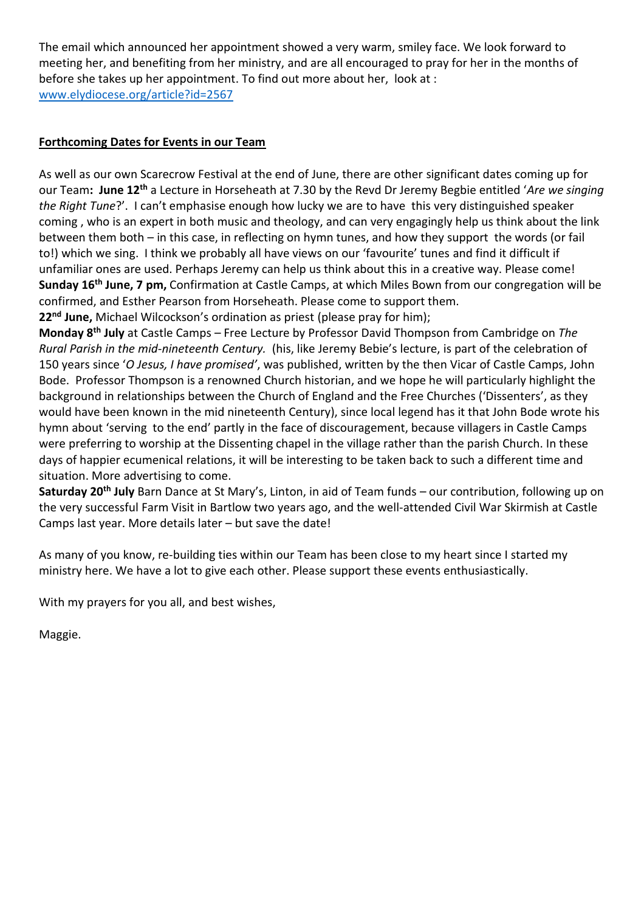The email which announced her appointment showed a very warm, smiley face. We look forward to meeting her, and benefiting from her ministry, and are all encouraged to pray for her in the months of before she takes up her appointment. To find out more about her, look at : [www.elydiocese.org/article?id=2567](www.elydiocese.org/article?id=2567)

**Forthcoming Dates for Events in our Team**

As well as our own Scarecrow Festival at the end of June, there are other significant dates coming up for our Team**: June 12th** a Lecture in Horseheath at 7.30 by the Revd Dr Jeremy Begbie entitled '*Are we singing the Right Tune*?'. I can't emphasise enough how lucky we are to have this very distinguished speaker coming , who is an expert in both music and theology, and can very engagingly help us think about the link between them both – in this case, in reflecting on hymn tunes, and how they support the words (or fail to!) which we sing. I think we probably all have views on our 'favourite' tunes and find it difficult if unfamiliar ones are used. Perhaps Jeremy can help us think about this in a creative way. Please come!
**Sunday 16th June, 7 pm,** Confirmation at Castle Camps, at which Miles Bown from our congregation will be confirmed, and Esther Pearson from Horseheath. Please come to support them.
**22nd June,** Michael Wilcockson's ordination as priest (please pray for him);
**Monday 8th July** at Castle Camps – Free Lecture by Professor David Thompson from Cambridge on *The Rural Parish in the mid-nineteenth Century.* (his, like Jeremy Bebie's lecture, is part of the celebration of 150 years since '*O Jesus, I have promised'*, was published, written by the then Vicar of Castle Camps, John Bode. Professor Thompson is a renowned Church historian, and we hope he will particularly highlight the background in relationships between the Church of England and the Free Churches ('Dissenters', as they would have been known in the mid nineteenth Century), since local legend has it that John Bode wrote his hymn about 'serving to the end' partly in the face of discouragement, because villagers in Castle Camps were preferring to worship at the Dissenting chapel in the village rather than the parish Church. In these days of happier ecumenical relations, it will be interesting to be taken back to such a different time and situation. More advertising to come.
**Saturday 20th July** Barn Dance at St Mary's, Linton, in aid of Team funds – our contribution, following up on the very successful Farm Visit in Bartlow two years ago, and the well-attended Civil War Skirmish at Castle Camps last year. More details later – but save the date!

As many of you know, re-building ties within our Team has been close to my heart since I started my ministry here. We have a lot to give each other. Please support these events enthusiastically.

With my prayers for you all, and best wishes,

Maggie.